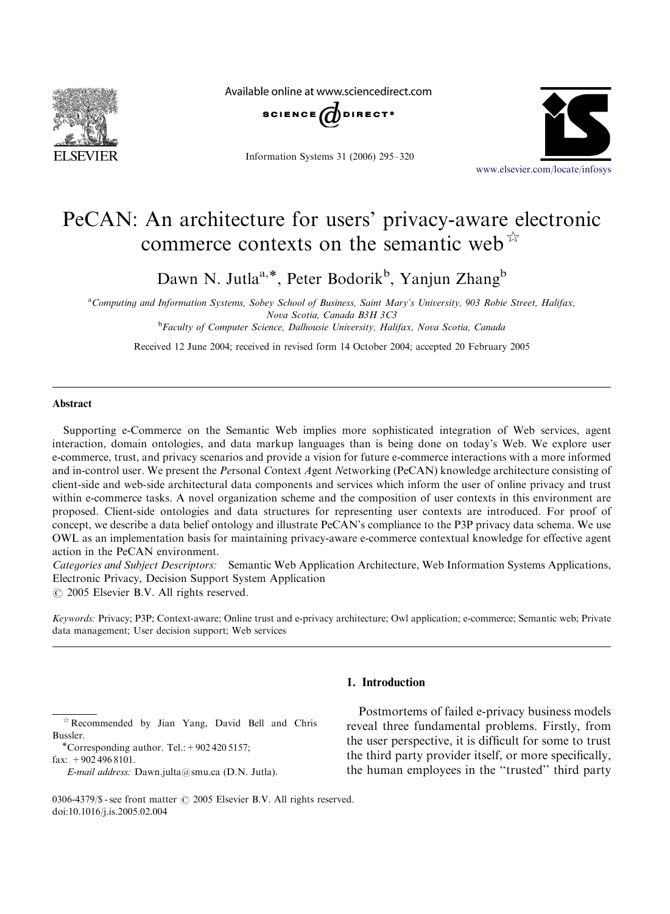# PeCAN: An architecture for users' privacy-aware electronic commerce contexts on the semantic web ☆

Dawn N. Jutla[a,*], Peter Bodorik[b], Yanjun Zhang[b]

[a] Computing and Information Systems, Sobey School of Business, Saint Mary's University, 903 Robie Street, Halifax, Nova Scotia, Canada B3H 3C3

[b] Faculty of Computer Science, Dalhousie University, Halifax, Nova Scotia, Canada

Received 12 June 2004; received in revised form 14 October 2004; accepted 20 February 2005

## Abstract

Supporting e-Commerce on the Semantic Web implies more sophisticated integration of Web services, agent interaction, domain ontologies, and data markup languages than is being done on today's Web. We explore user e-commerce, trust, and privacy scenarios and provide a vision for future e-commerce interactions with a more informed and in-control user. We present the *Pe*rsonal *C*ontext *A*gent *N*etworking (PeCAN) knowledge architecture consisting of client-side and web-side architectural data components and services which inform the user of online privacy and trust within e-commerce tasks. A novel organization scheme and the composition of user contexts in this environment are proposed. Client-side ontologies and data structures for representing user contexts are introduced. For proof of concept, we describe a data belief ontology and illustrate PeCAN's compliance to the P3P privacy data schema. We use OWL as an implementation basis for maintaining privacy-aware e-commerce contextual knowledge for effective agent action in the PeCAN environment.

*Categories and Subject Descriptors:* Semantic Web Application Architecture, Web Information Systems Applications, Electronic Privacy, Decision Support System Application

© 2005 Elsevier B.V. All rights reserved.

*Keywords:* Privacy; P3P; Context-aware; Online trust and e-privacy architecture; Owl application; e-commerce; Semantic web; Private data management; User decision support; Web services

## 1. Introduction

Postmortems of failed e-privacy business models reveal three fundamental problems. Firstly, from the user perspective, it is difficult for some to trust the third party provider itself, or more specifically, the human employees in the "trusted" third party

---

☆ Recommended by Jian Yang, David Bell and Chris Bussler.

*Corresponding author. Tel.: +902 420 5157; fax: +902 496 8101.

*E-mail address:* Dawn.julta@smu.ca (D.N. Jutla).

0306-4379/$ - see front matter © 2005 Elsevier B.V. All rights reserved.
doi:10.1016/j.is.2005.02.004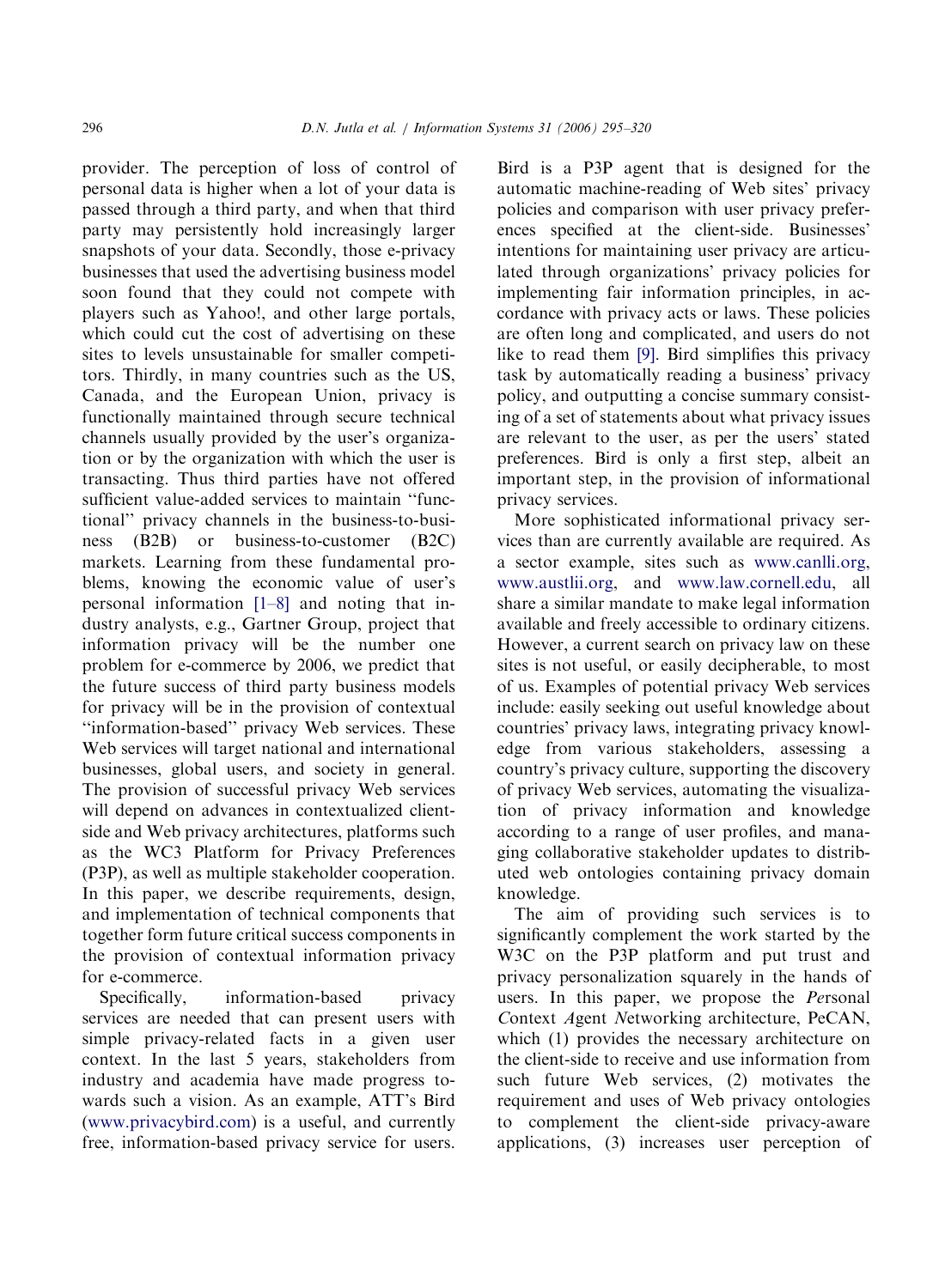provider. The perception of loss of control of personal data is higher when a lot of your data is passed through a third party, and when that third party may persistently hold increasingly larger snapshots of your data. Secondly, those e-privacy businesses that used the advertising business model soon found that they could not compete with players such as Yahoo!, and other large portals, which could cut the cost of advertising on these sites to levels unsustainable for smaller competitors. Thirdly, in many countries such as the US, Canada, and the European Union, privacy is functionally maintained through secure technical channels usually provided by the user's organization or by the organization with which the user is transacting. Thus third parties have not offered sufficient value-added services to maintain "functional" privacy channels in the business-to-business (B2B) or business-to-customer (B2C) markets. Learning from these fundamental problems, knowing the economic value of user's personal information [1–8] and noting that industry analysts, e.g., Gartner Group, project that information privacy will be the number one problem for e-commerce by 2006, we predict that the future success of third party business models for privacy will be in the provision of contextual "information-based" privacy Web services. These Web services will target national and international businesses, global users, and society in general. The provision of successful privacy Web services will depend on advances in contextualized client-side and Web privacy architectures, platforms such as the WC3 Platform for Privacy Preferences (P3P), as well as multiple stakeholder cooperation. In this paper, we describe requirements, design, and implementation of technical components that together form future critical success components in the provision of contextual information privacy for e-commerce.

Specifically, information-based privacy services are needed that can present users with simple privacy-related facts in a given user context. In the last 5 years, stakeholders from industry and academia have made progress towards such a vision. As an example, ATT's Bird (www.privacybird.com) is a useful, and currently free, information-based privacy service for users. Bird is a P3P agent that is designed for the automatic machine-reading of Web sites' privacy policies and comparison with user privacy preferences specified at the client-side. Businesses' intentions for maintaining user privacy are articulated through organizations' privacy policies for implementing fair information principles, in accordance with privacy acts or laws. These policies are often long and complicated, and users do not like to read them [9]. Bird simplifies this privacy task by automatically reading a business' privacy policy, and outputting a concise summary consisting of a set of statements about what privacy issues are relevant to the user, as per the users' stated preferences. Bird is only a first step, albeit an important step, in the provision of informational privacy services.

More sophisticated informational privacy services than are currently available are required. As a sector example, sites such as www.canlli.org, www.austlii.org, and www.law.cornell.edu, all share a similar mandate to make legal information available and freely accessible to ordinary citizens. However, a current search on privacy law on these sites is not useful, or easily decipherable, to most of us. Examples of potential privacy Web services include: easily seeking out useful knowledge about countries' privacy laws, integrating privacy knowledge from various stakeholders, assessing a country's privacy culture, supporting the discovery of privacy Web services, automating the visualization of privacy information and knowledge according to a range of user profiles, and managing collaborative stakeholder updates to distributed web ontologies containing privacy domain knowledge.

The aim of providing such services is to significantly complement the work started by the W3C on the P3P platform and put trust and privacy personalization squarely in the hands of users. In this paper, we propose the *Pe*rsonal *C*ontext *A*gent *N*etworking architecture, PeCAN, which (1) provides the necessary architecture on the client-side to receive and use information from such future Web services, (2) motivates the requirement and uses of Web privacy ontologies to complement the client-side privacy-aware applications, (3) increases user perception of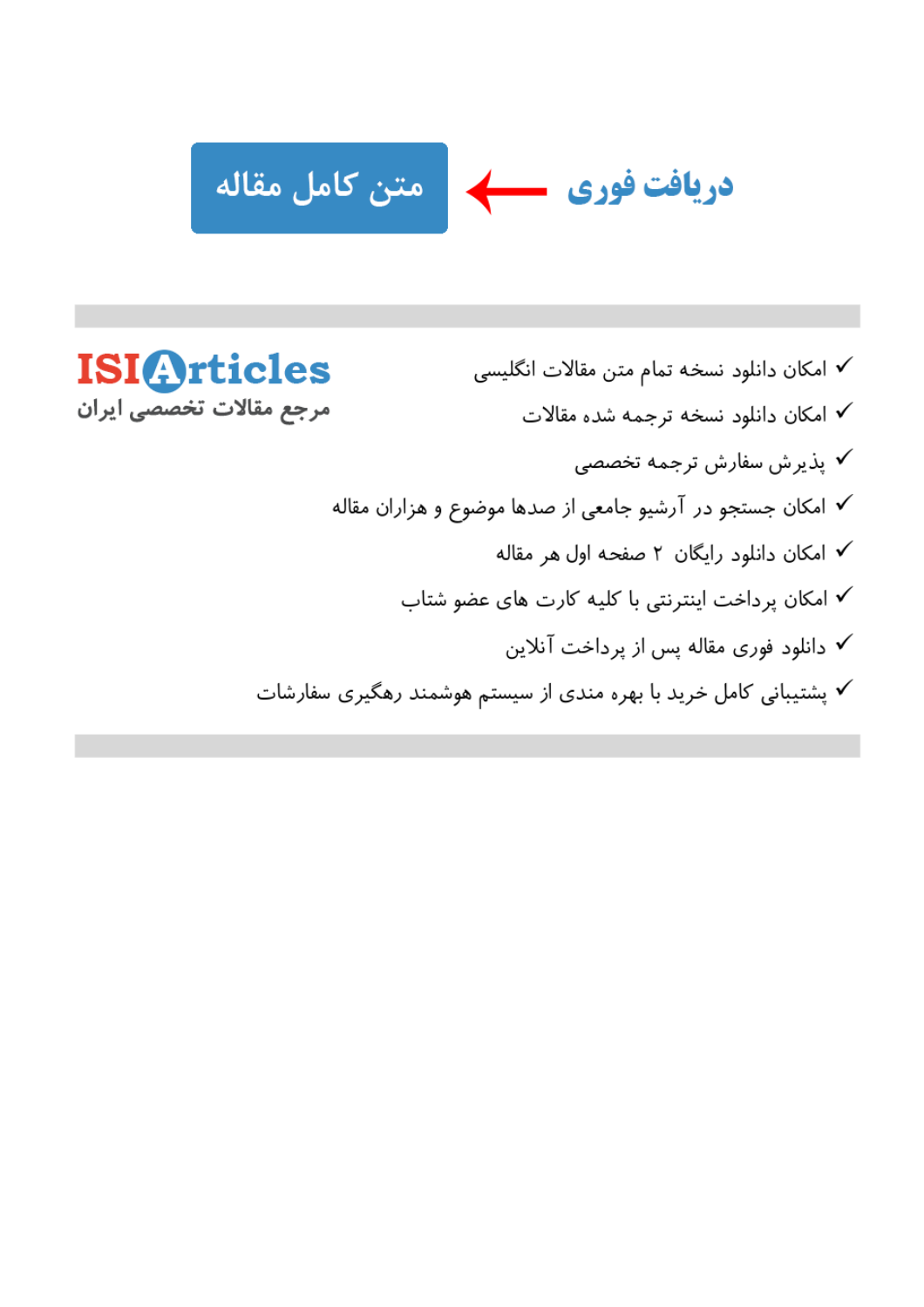دریافت فوری ← متن کامل مقاله

**ISIArticles**
مرجع مقالات تخصصی ایران

- ✓ امکان دانلود نسخه تمام متن مقالات انگلیسی
- ✓ امکان دانلود نسخه ترجمه شده مقالات
- ✓ پذیرش سفارش ترجمه تخصصی
- ✓ امکان جستجو در آرشیو جامعی از صدها موضوع و هزاران مقاله
- ✓ امکان دانلود رایگان ۲ صفحه اول هر مقاله
- ✓ امکان پرداخت اینترنتی با کلیه کارت های عضو شتاب
- ✓ دانلود فوری مقاله پس از پرداخت آنلاین
- ✓ پشتیبانی کامل خرید با بهره مندی از سیستم هوشمند رهگیری سفارشات